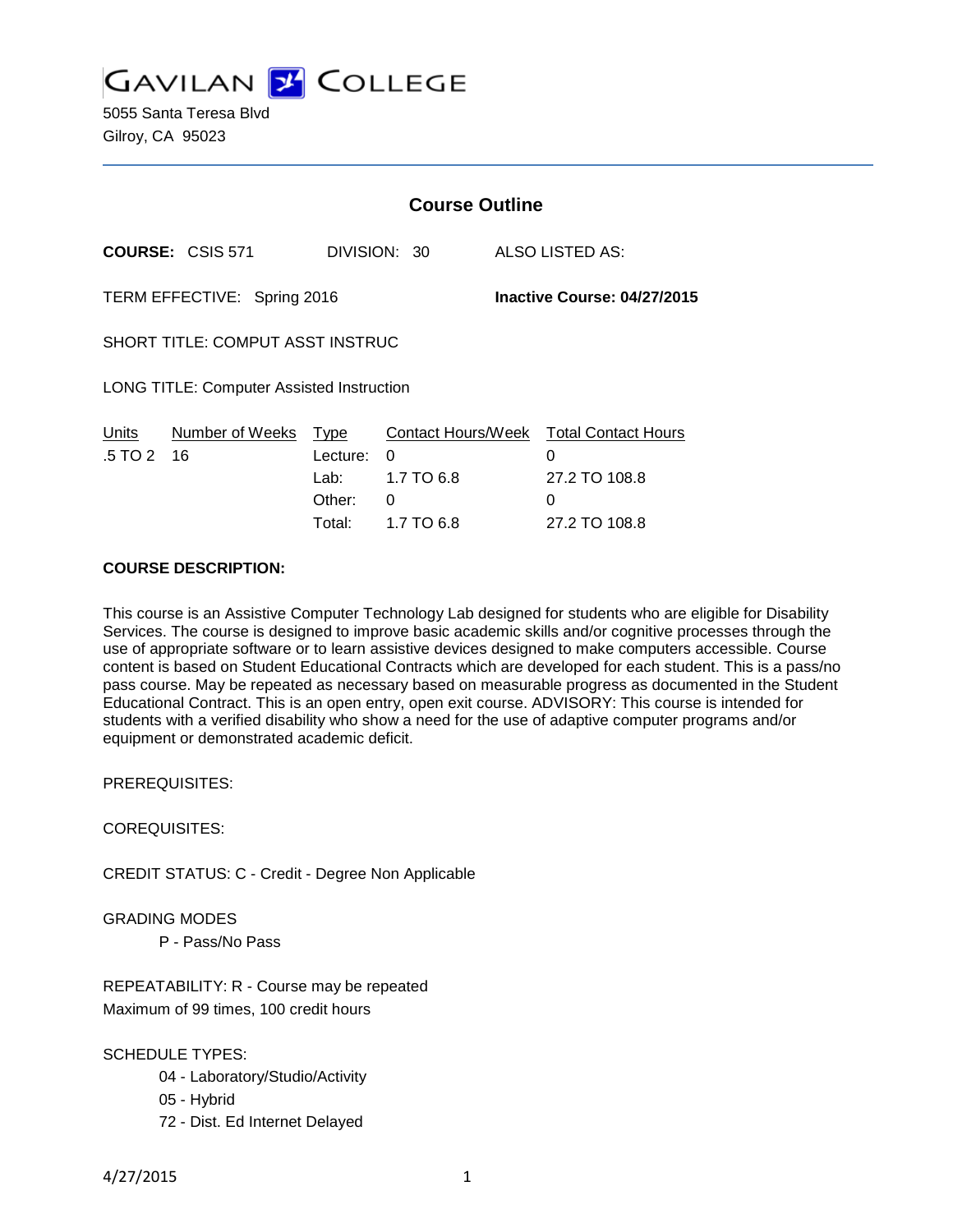# GAVILAN COLLEGE

5055 Santa Teresa Blvd
Gilroy, CA 95023

## Course Outline

**COURSE:** CSIS 571 DIVISION: 30 ALSO LISTED AS:

TERM EFFECTIVE: Spring 2016 **Inactive Course: 04/27/2015**

SHORT TITLE: COMPUT ASST INSTRUC

LONG TITLE: Computer Assisted Instruction

| Units | Number of Weeks | Type | Contact Hours/Week | Total Contact Hours |
|---|---|---|---|---|
| .5 TO 2 | 16 | Lecture: | 0 | 0 |
| | | Lab: | 1.7 TO 6.8 | 27.2 TO 108.8 |
| | | Other: | 0 | 0 |
| | | Total: | 1.7 TO 6.8 | 27.2 TO 108.8 |

**COURSE DESCRIPTION:**

This course is an Assistive Computer Technology Lab designed for students who are eligible for Disability Services. The course is designed to improve basic academic skills and/or cognitive processes through the use of appropriate software or to learn assistive devices designed to make computers accessible. Course content is based on Student Educational Contracts which are developed for each student. This is a pass/no pass course. May be repeated as necessary based on measurable progress as documented in the Student Educational Contract. This is an open entry, open exit course. ADVISORY: This course is intended for students with a verified disability who show a need for the use of adaptive computer programs and/or equipment or demonstrated academic deficit.

PREREQUISITES:

COREQUISITES:

CREDIT STATUS: C - Credit - Degree Non Applicable

GRADING MODES

P - Pass/No Pass

REPEATABILITY: R - Course may be repeated
Maximum of 99 times, 100 credit hours

SCHEDULE TYPES:

04 - Laboratory/Studio/Activity
05 - Hybrid
72 - Dist. Ed Internet Delayed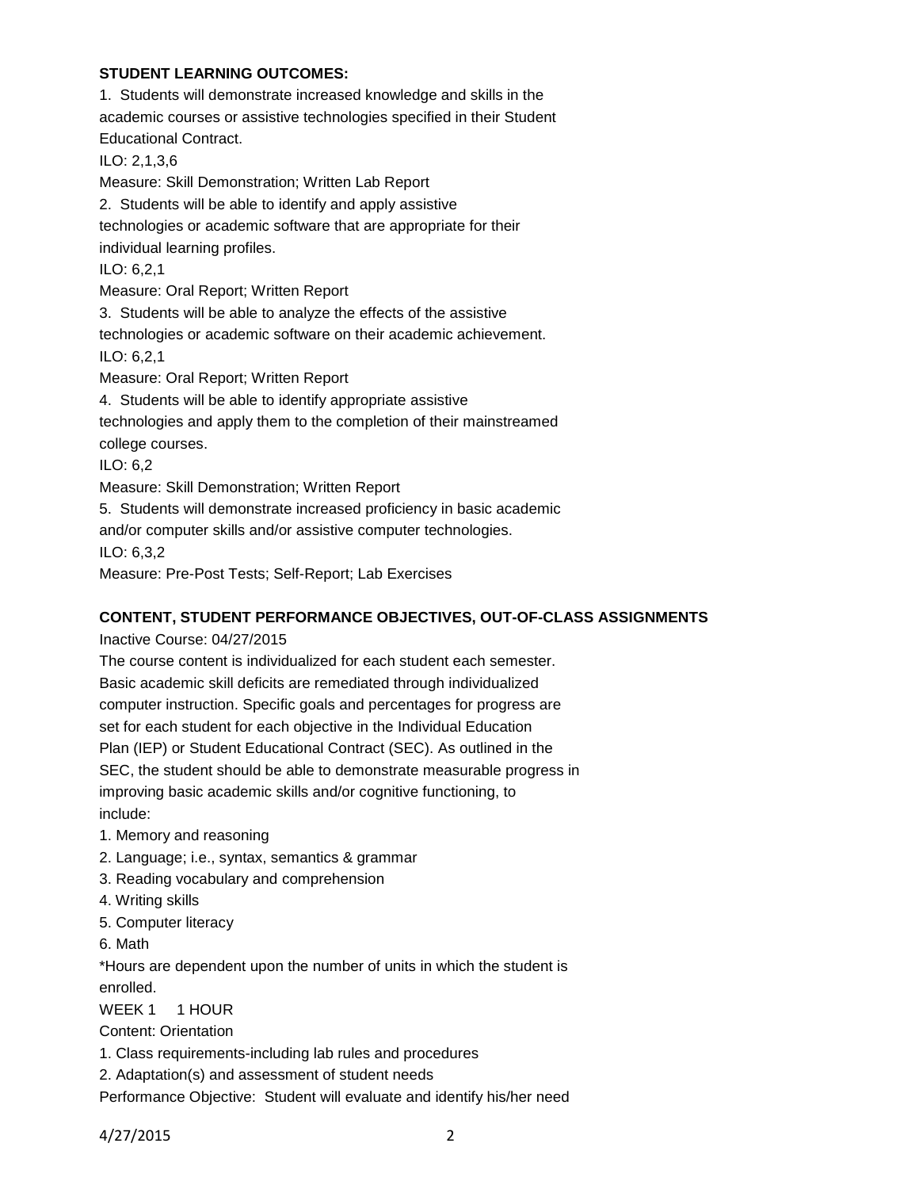**STUDENT LEARNING OUTCOMES:**

1. Students will demonstrate increased knowledge and skills in the academic courses or assistive technologies specified in their Student Educational Contract.
ILO: 2,1,3,6
Measure: Skill Demonstration; Written Lab Report
2. Students will be able to identify and apply assistive technologies or academic software that are appropriate for their individual learning profiles.
ILO: 6,2,1
Measure: Oral Report; Written Report
3. Students will be able to analyze the effects of the assistive technologies or academic software on their academic achievement.
ILO: 6,2,1
Measure: Oral Report; Written Report
4. Students will be able to identify appropriate assistive technologies and apply them to the completion of their mainstreamed college courses.
ILO: 6,2
Measure: Skill Demonstration; Written Report
5. Students will demonstrate increased proficiency in basic academic and/or computer skills and/or assistive computer technologies.
ILO: 6,3,2
Measure: Pre-Post Tests; Self-Report; Lab Exercises

**CONTENT, STUDENT PERFORMANCE OBJECTIVES, OUT-OF-CLASS ASSIGNMENTS**

Inactive Course: 04/27/2015

The course content is individualized for each student each semester. Basic academic skill deficits are remediated through individualized computer instruction. Specific goals and percentages for progress are set for each student for each objective in the Individual Education Plan (IEP) or Student Educational Contract (SEC). As outlined in the SEC, the student should be able to demonstrate measurable progress in improving basic academic skills and/or cognitive functioning, to include:

1. Memory and reasoning
2. Language; i.e., syntax, semantics & grammar
3. Reading vocabulary and comprehension
4. Writing skills
5. Computer literacy
6. Math

*Hours are dependent upon the number of units in which the student is enrolled.

WEEK 1 1 HOUR

Content: Orientation

1. Class requirements-including lab rules and procedures
2. Adaptation(s) and assessment of student needs

Performance Objective: Student will evaluate and identify his/her need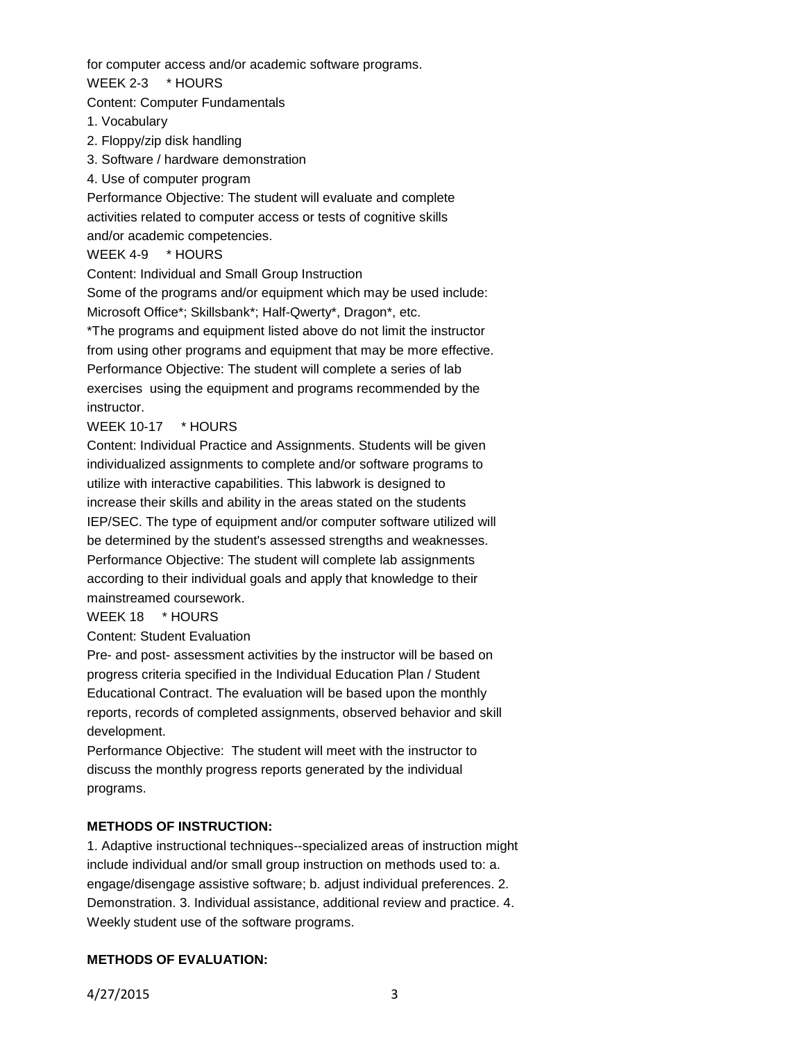for computer access and/or academic software programs.

WEEK 2-3 * HOURS

Content: Computer Fundamentals

1. Vocabulary
2. Floppy/zip disk handling
3. Software / hardware demonstration
4. Use of computer program

Performance Objective: The student will evaluate and complete activities related to computer access or tests of cognitive skills and/or academic competencies.

WEEK 4-9 * HOURS

Content: Individual and Small Group Instruction

Some of the programs and/or equipment which may be used include: Microsoft Office*; Skillsbank*; Half-Qwerty*, Dragon*, etc.

*The programs and equipment listed above do not limit the instructor from using other programs and equipment that may be more effective.

Performance Objective: The student will complete a series of lab exercises using the equipment and programs recommended by the instructor.

WEEK 10-17 * HOURS

Content: Individual Practice and Assignments. Students will be given individualized assignments to complete and/or software programs to utilize with interactive capabilities. This labwork is designed to increase their skills and ability in the areas stated on the students IEP/SEC. The type of equipment and/or computer software utilized will be determined by the student's assessed strengths and weaknesses.

Performance Objective: The student will complete lab assignments according to their individual goals and apply that knowledge to their mainstreamed coursework.

WEEK 18 * HOURS

Content: Student Evaluation

Pre- and post- assessment activities by the instructor will be based on progress criteria specified in the Individual Education Plan / Student Educational Contract. The evaluation will be based upon the monthly reports, records of completed assignments, observed behavior and skill development.

Performance Objective: The student will meet with the instructor to discuss the monthly progress reports generated by the individual programs.

**METHODS OF INSTRUCTION:**

1. Adaptive instructional techniques--specialized areas of instruction might include individual and/or small group instruction on methods used to: a. engage/disengage assistive software; b. adjust individual preferences. 2. Demonstration. 3. Individual assistance, additional review and practice. 4. Weekly student use of the software programs.

**METHODS OF EVALUATION:**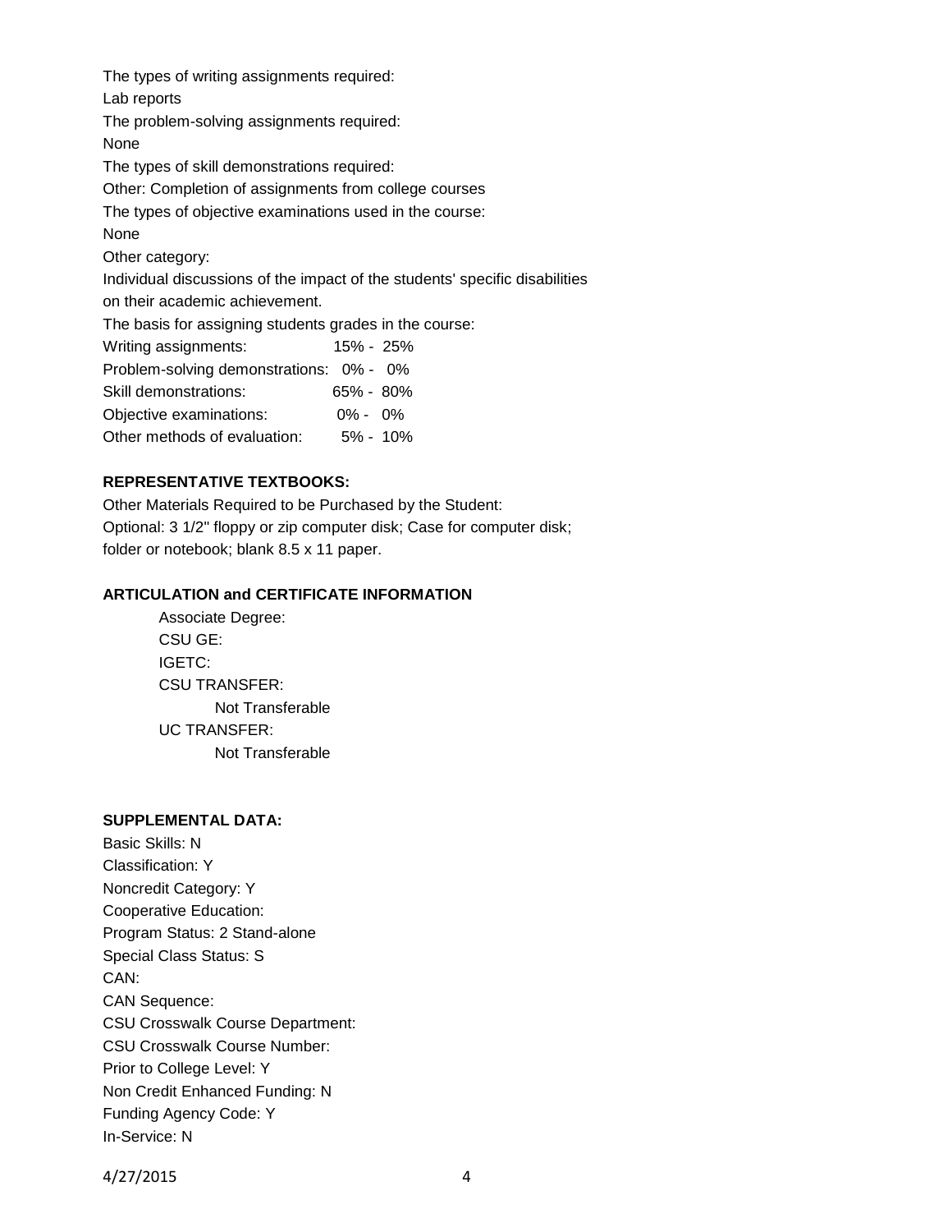The types of writing assignments required:

Lab reports

The problem-solving assignments required:

None

The types of skill demonstrations required:

Other: Completion of assignments from college courses

The types of objective examinations used in the course:

None

Other category:

Individual discussions of the impact of the students' specific disabilities on their academic achievement.

The basis for assigning students grades in the course:

| | |
|---|---|
| Writing assignments: | 15% - 25% |
| Problem-solving demonstrations: | 0% - 0% |
| Skill demonstrations: | 65% - 80% |
| Objective examinations: | 0% - 0% |
| Other methods of evaluation: | 5% - 10% |

**REPRESENTATIVE TEXTBOOKS:**

Other Materials Required to be Purchased by the Student:

Optional: 3 1/2" floppy or zip computer disk; Case for computer disk; folder or notebook; blank 8.5 x 11 paper.

**ARTICULATION and CERTIFICATE INFORMATION**

Associate Degree:

CSU GE:

IGETC:

CSU TRANSFER:

Not Transferable

UC TRANSFER:

Not Transferable

**SUPPLEMENTAL DATA:**

Basic Skills: N

Classification: Y

Noncredit Category: Y

Cooperative Education:

Program Status: 2 Stand-alone

Special Class Status: S

CAN:

CAN Sequence:

CSU Crosswalk Course Department:

CSU Crosswalk Course Number:

Prior to College Level: Y

Non Credit Enhanced Funding: N

Funding Agency Code: Y

In-Service: N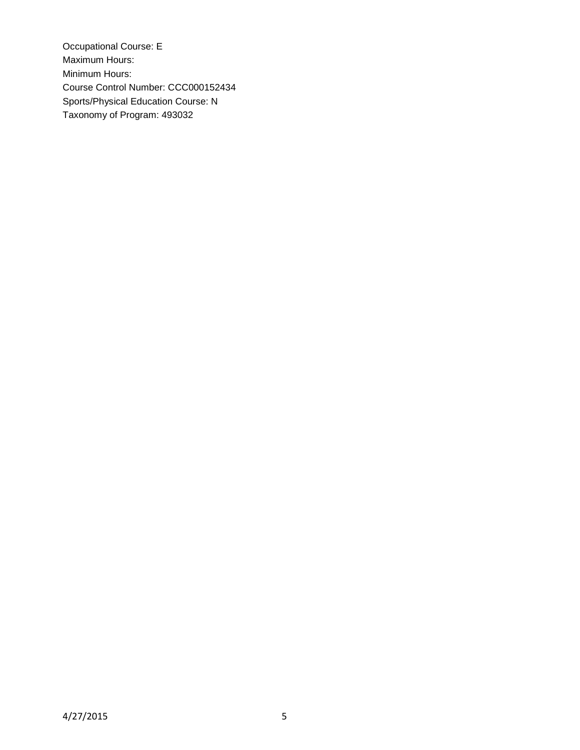Occupational Course: E
Maximum Hours:
Minimum Hours:
Course Control Number: CCC000152434
Sports/Physical Education Course: N
Taxonomy of Program: 493032